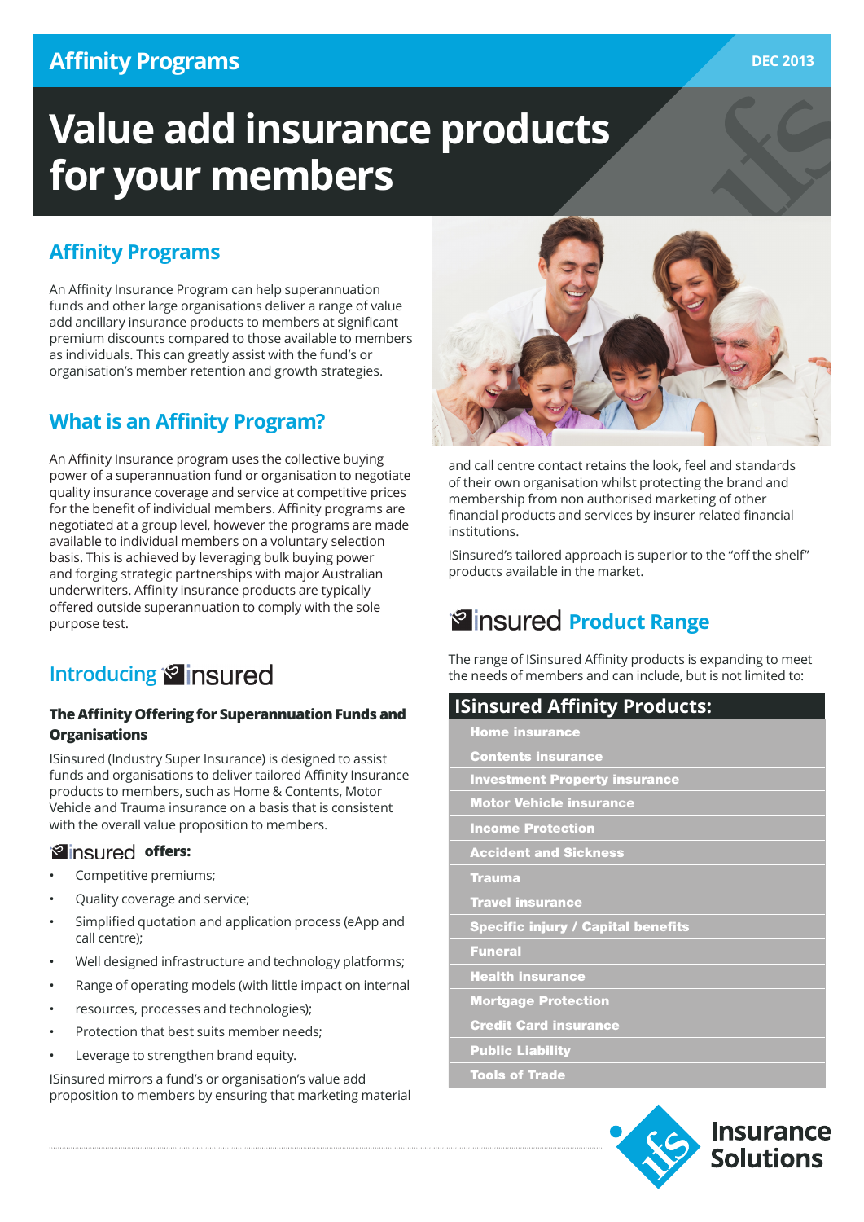# Affinity Programs

DEC 2013

# Value add insurance products for your members

## Affinity Programs

An Affinity Insurance Program can help superannuation funds and other large organisations deliver a range of value add ancillary insurance products to members at significant premium discounts compared to those available to members as individuals. This can greatly assist with the fund's or organisation's member retention and growth strategies.

## What is an Affinity Program?

An Affinity Insurance program uses the collective buying power of a superannuation fund or organisation to negotiate quality insurance coverage and service at competitive prices for the benefit of individual members. Affinity programs are negotiated at a group level, however the programs are made available to individual members on a voluntary selection basis. This is achieved by leveraging bulk buying power and forging strategic partnerships with major Australian underwriters. Affinity insurance products are typically offered outside superannuation to comply with the sole purpose test.

## Introducing ISinsured

### The Affinity Offering for Superannuation Funds and Organisations

ISinsured (Industry Super Insurance) is designed to assist funds and organisations to deliver tailored Affinity Insurance products to members, such as Home & Contents, Motor Vehicle and Trauma insurance on a basis that is consistent with the overall value proposition to members.

**ISinsured offers:**

- Competitive premiums;
- Quality coverage and service;
- Simplified quotation and application process (eApp and call centre);
- Well designed infrastructure and technology platforms;
- Range of operating models (with little impact on internal
- resources, processes and technologies);
- Protection that best suits member needs;
- Leverage to strengthen brand equity.

ISinsured mirrors a fund's or organisation's value add proposition to members by ensuring that marketing material and call centre contact retains the look, feel and standards of their own organisation whilst protecting the brand and membership from non authorised marketing of other financial products and services by insurer related financial institutions.

ISinsured's tailored approach is superior to the "off the shelf" products available in the market.

## ISinsured Product Range

The range of ISinsured Affinity products is expanding to meet the needs of members and can include, but is not limited to:

| ISinsured Affinity Products: |
|---|
| Home insurance |
| Contents insurance |
| Investment Property insurance |
| Motor Vehicle insurance |
| Income Protection |
| Accident and Sickness |
| Trauma |
| Travel insurance |
| Specific injury / Capital benefits |
| Funeral |
| Health insurance |
| Mortgage Protection |
| Credit Card insurance |
| Public Liability |
| Tools of Trade |

Insurance Solutions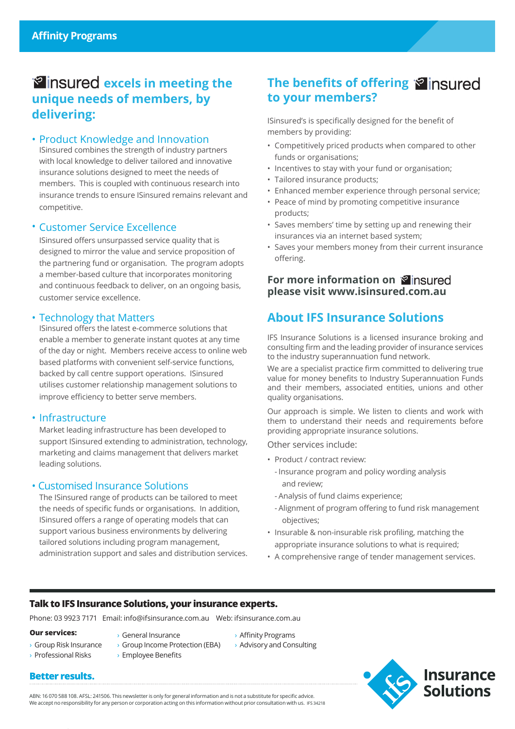Affinity Programs

## ISinsured excels in meeting the unique needs of members, by delivering:

### • Product Knowledge and Innovation

ISinsured combines the strength of industry partners with local knowledge to deliver tailored and innovative insurance solutions designed to meet the needs of members. This is coupled with continuous research into insurance trends to ensure ISinsured remains relevant and competitive.

### • Customer Service Excellence

ISinsured offers unsurpassed service quality that is designed to mirror the value and service proposition of the partnering fund or organisation. The program adopts a member-based culture that incorporates monitoring and continuous feedback to deliver, on an ongoing basis, customer service excellence.

### • Technology that Matters

ISinsured offers the latest e-commerce solutions that enable a member to generate instant quotes at any time of the day or night. Members receive access to online web based platforms with convenient self-service functions, backed by call centre support operations. ISinsured utilises customer relationship management solutions to improve efficiency to better serve members.

### • Infrastructure

Market leading infrastructure has been developed to support ISinsured extending to administration, technology, marketing and claims management that delivers market leading solutions.

### • Customised Insurance Solutions

The ISinsured range of products can be tailored to meet the needs of specific funds or organisations. In addition, ISinsured offers a range of operating models that can support various business environments by delivering tailored solutions including program management, administration support and sales and distribution services.

## The benefits of offering ISinsured to your members?

ISinsured's is specifically designed for the benefit of members by providing:

- Competitively priced products when compared to other funds or organisations;
- Incentives to stay with your fund or organisation;
- Tailored insurance products;
- Enhanced member experience through personal service;
- Peace of mind by promoting competitive insurance products;
- Saves members' time by setting up and renewing their insurances via an internet based system;
- Saves your members money from their current insurance offering.

**For more information on ISinsured please visit www.isinsured.com.au**

## About IFS Insurance Solutions

IFS Insurance Solutions is a licensed insurance broking and consulting firm and the leading provider of insurance services to the industry superannuation fund network.

We are a specialist practice firm committed to delivering true value for money benefits to Industry Superannuation Funds and their members, associated entities, unions and other quality organisations.

Our approach is simple. We listen to clients and work with them to understand their needs and requirements before providing appropriate insurance solutions.

Other services include:

- Product / contract review:
  - Insurance program and policy wording analysis and review;
  - Analysis of fund claims experience;
  - Alignment of program offering to fund risk management objectives;
- Insurable & non-insurable risk profiling, matching the appropriate insurance solutions to what is required;
- A comprehensive range of tender management services.

**Talk to IFS Insurance Solutions, your insurance experts.**

Phone: 03 9923 7171 Email: info@ifsinsurance.com.au Web: ifsinsurance.com.au

**Our services:**

- › Group Risk Insurance
- › Professional Risks
- › General Insurance
- › Group Income Protection (EBA)
- › Employee Benefits
- › Affinity Programs
- › Advisory and Consulting

**Better results.**

IFS Insurance Solutions

ABN: 16 070 588 108. AFSL: 241506. This newsletter is only for general information and is not a substitute for specific advice. We accept no responsibility for any person or corporation acting on this information without prior consultation with us. IFS 34218